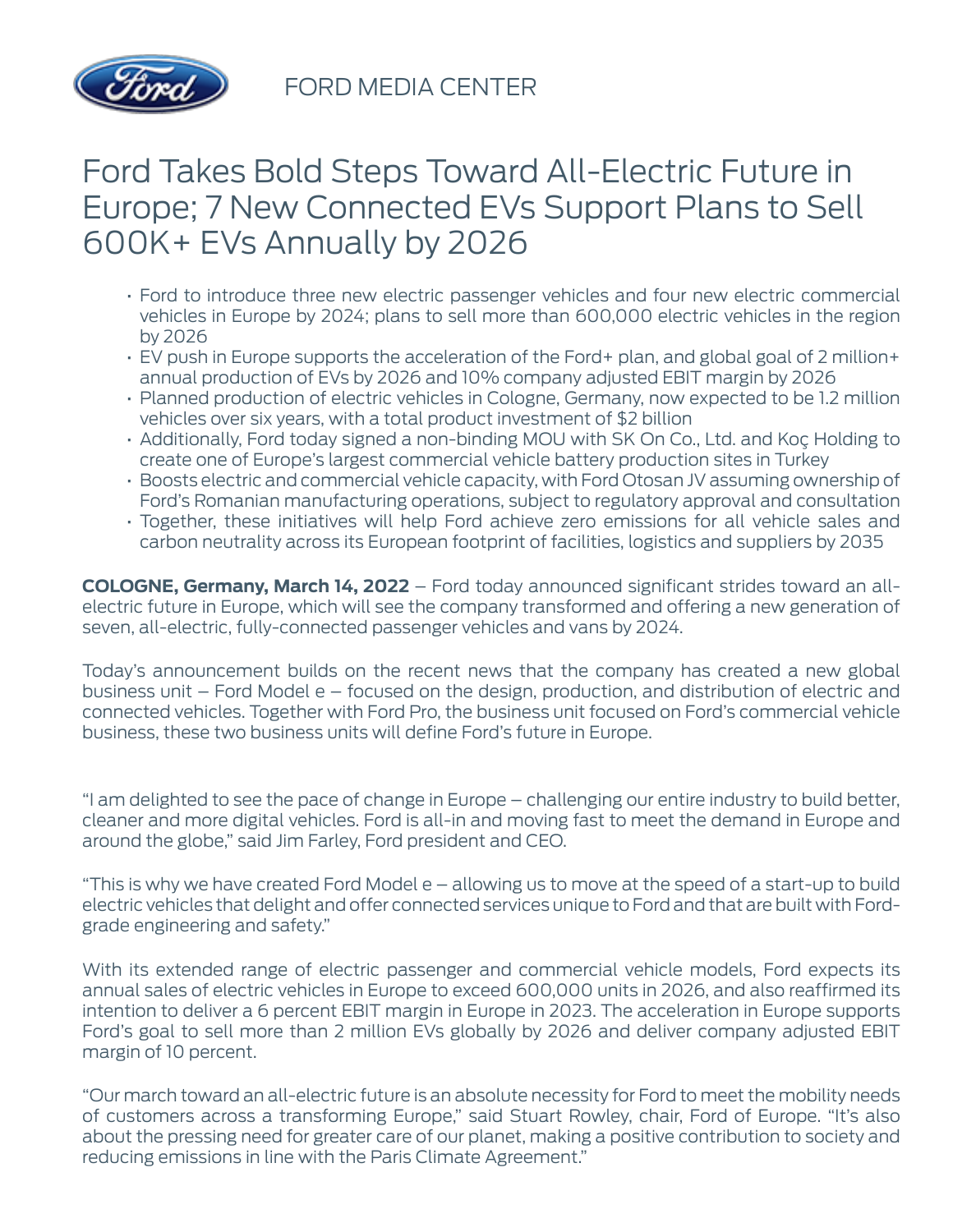FORD MEDIA CENTER

# Ford Takes Bold Steps Toward All-Electric Future in Europe; 7 New Connected EVs Support Plans to Sell 600K+ EVs Annually by 2026

- Ford to introduce three new electric passenger vehicles and four new electric commercial vehicles in Europe by 2024; plans to sell more than 600,000 electric vehicles in the region by 2026
- EV push in Europe supports the acceleration of the Ford+ plan, and global goal of 2 million+ annual production of EVs by 2026 and 10% company adjusted EBIT margin by 2026
- Planned production of electric vehicles in Cologne, Germany, now expected to be 1.2 million vehicles over six years, with a total product investment of $2 billion
- Additionally, Ford today signed a non-binding MOU with SK On Co., Ltd. and Koç Holding to create one of Europe's largest commercial vehicle battery production sites in Turkey
- Boosts electric and commercial vehicle capacity, with Ford Otosan JV assuming ownership of Ford's Romanian manufacturing operations, subject to regulatory approval and consultation
- Together, these initiatives will help Ford achieve zero emissions for all vehicle sales and carbon neutrality across its European footprint of facilities, logistics and suppliers by 2035

**COLOGNE, Germany, March 14, 2022** – Ford today announced significant strides toward an all-electric future in Europe, which will see the company transformed and offering a new generation of seven, all-electric, fully-connected passenger vehicles and vans by 2024.

Today's announcement builds on the recent news that the company has created a new global business unit – Ford Model e – focused on the design, production, and distribution of electric and connected vehicles. Together with Ford Pro, the business unit focused on Ford's commercial vehicle business, these two business units will define Ford's future in Europe.

"I am delighted to see the pace of change in Europe – challenging our entire industry to build better, cleaner and more digital vehicles. Ford is all-in and moving fast to meet the demand in Europe and around the globe," said Jim Farley, Ford president and CEO.

"This is why we have created Ford Model e – allowing us to move at the speed of a start-up to build electric vehicles that delight and offer connected services unique to Ford and that are built with Ford-grade engineering and safety."

With its extended range of electric passenger and commercial vehicle models, Ford expects its annual sales of electric vehicles in Europe to exceed 600,000 units in 2026, and also reaffirmed its intention to deliver a 6 percent EBIT margin in Europe in 2023. The acceleration in Europe supports Ford's goal to sell more than 2 million EVs globally by 2026 and deliver company adjusted EBIT margin of 10 percent.

"Our march toward an all-electric future is an absolute necessity for Ford to meet the mobility needs of customers across a transforming Europe," said Stuart Rowley, chair, Ford of Europe. "It's also about the pressing need for greater care of our planet, making a positive contribution to society and reducing emissions in line with the Paris Climate Agreement."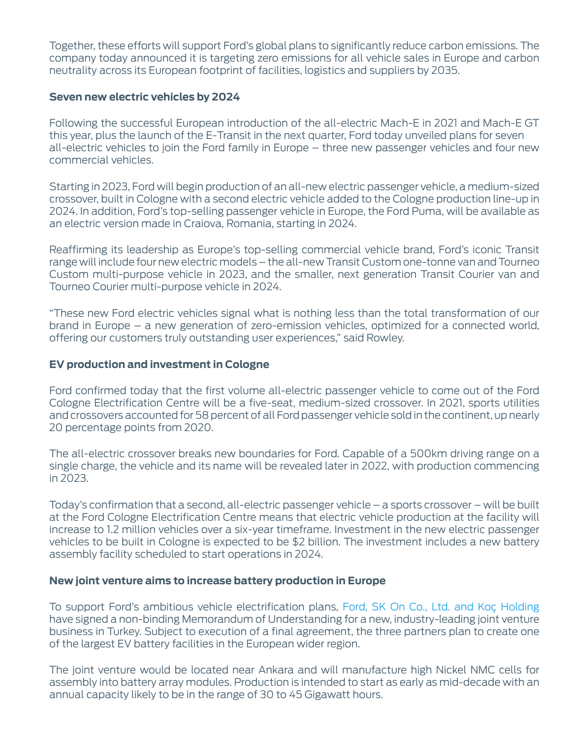Together, these efforts will support Ford's global plans to significantly reduce carbon emissions. The company today announced it is targeting zero emissions for all vehicle sales in Europe and carbon neutrality across its European footprint of facilities, logistics and suppliers by 2035.

**Seven new electric vehicles by 2024**

Following the successful European introduction of the all-electric Mach-E in 2021 and Mach-E GT this year, plus the launch of the E-Transit in the next quarter, Ford today unveiled plans for seven all-electric vehicles to join the Ford family in Europe – three new passenger vehicles and four new commercial vehicles.

Starting in 2023, Ford will begin production of an all-new electric passenger vehicle, a medium-sized crossover, built in Cologne with a second electric vehicle added to the Cologne production line-up in 2024. In addition, Ford's top-selling passenger vehicle in Europe, the Ford Puma, will be available as an electric version made in Craiova, Romania, starting in 2024.

Reaffirming its leadership as Europe's top-selling commercial vehicle brand, Ford's iconic Transit range will include four new electric models – the all-new Transit Custom one-tonne van and Tourneo Custom multi-purpose vehicle in 2023, and the smaller, next generation Transit Courier van and Tourneo Courier multi-purpose vehicle in 2024.

"These new Ford electric vehicles signal what is nothing less than the total transformation of our brand in Europe – a new generation of zero-emission vehicles, optimized for a connected world, offering our customers truly outstanding user experiences," said Rowley.

**EV production and investment in Cologne**

Ford confirmed today that the first volume all-electric passenger vehicle to come out of the Ford Cologne Electrification Centre will be a five-seat, medium-sized crossover. In 2021, sports utilities and crossovers accounted for 58 percent of all Ford passenger vehicle sold in the continent, up nearly 20 percentage points from 2020.

The all-electric crossover breaks new boundaries for Ford. Capable of a 500km driving range on a single charge, the vehicle and its name will be revealed later in 2022, with production commencing in 2023.

Today's confirmation that a second, all-electric passenger vehicle – a sports crossover – will be built at the Ford Cologne Electrification Centre means that electric vehicle production at the facility will increase to 1.2 million vehicles over a six-year timeframe. Investment in the new electric passenger vehicles to be built in Cologne is expected to be $2 billion. The investment includes a new battery assembly facility scheduled to start operations in 2024.

**New joint venture aims to increase battery production in Europe**

To support Ford's ambitious vehicle electrification plans, Ford, SK On Co., Ltd. and Koç Holding have signed a non-binding Memorandum of Understanding for a new, industry-leading joint venture business in Turkey. Subject to execution of a final agreement, the three partners plan to create one of the largest EV battery facilities in the European wider region.

The joint venture would be located near Ankara and will manufacture high Nickel NMC cells for assembly into battery array modules. Production is intended to start as early as mid-decade with an annual capacity likely to be in the range of 30 to 45 Gigawatt hours.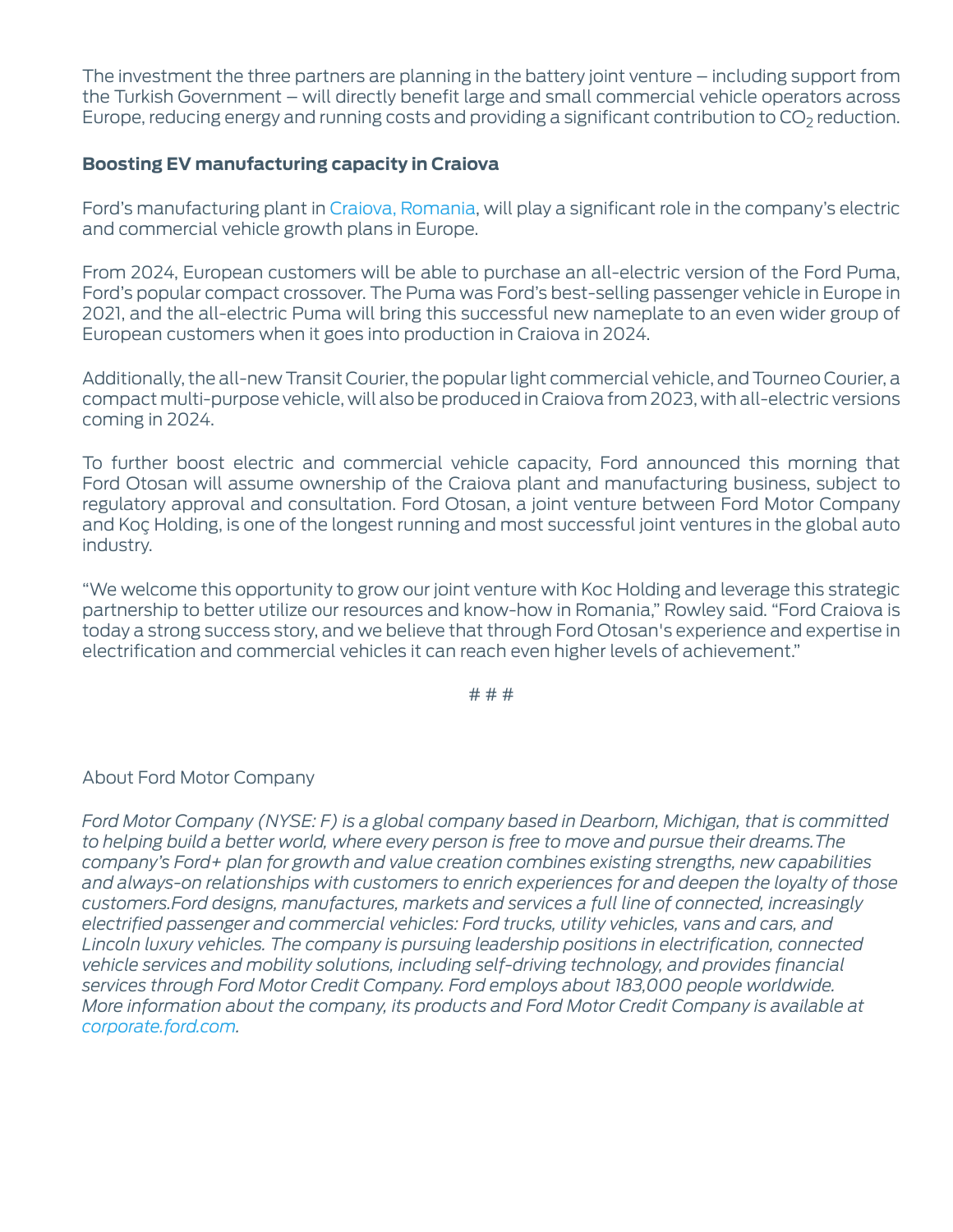The investment the three partners are planning in the battery joint venture – including support from the Turkish Government – will directly benefit large and small commercial vehicle operators across Europe, reducing energy and running costs and providing a significant contribution to $CO_2$ reduction.

**Boosting EV manufacturing capacity in Craiova**

Ford's manufacturing plant in Craiova, Romania, will play a significant role in the company's electric and commercial vehicle growth plans in Europe.

From 2024, European customers will be able to purchase an all-electric version of the Ford Puma, Ford's popular compact crossover. The Puma was Ford's best-selling passenger vehicle in Europe in 2021, and the all-electric Puma will bring this successful new nameplate to an even wider group of European customers when it goes into production in Craiova in 2024.

Additionally, the all-new Transit Courier, the popular light commercial vehicle, and Tourneo Courier, a compact multi-purpose vehicle, will also be produced in Craiova from 2023, with all-electric versions coming in 2024.

To further boost electric and commercial vehicle capacity, Ford announced this morning that Ford Otosan will assume ownership of the Craiova plant and manufacturing business, subject to regulatory approval and consultation. Ford Otosan, a joint venture between Ford Motor Company and Koç Holding, is one of the longest running and most successful joint ventures in the global auto industry.

"We welcome this opportunity to grow our joint venture with Koc Holding and leverage this strategic partnership to better utilize our resources and know-how in Romania," Rowley said. "Ford Craiova is today a strong success story, and we believe that through Ford Otosan's experience and expertise in electrification and commercial vehicles it can reach even higher levels of achievement."

# # #

About Ford Motor Company

*Ford Motor Company (NYSE: F) is a global company based in Dearborn, Michigan, that is committed to helping build a better world, where every person is free to move and pursue their dreams.The company's Ford+ plan for growth and value creation combines existing strengths, new capabilities and always-on relationships with customers to enrich experiences for and deepen the loyalty of those customers.Ford designs, manufactures, markets and services a full line of connected, increasingly electrified passenger and commercial vehicles: Ford trucks, utility vehicles, vans and cars, and Lincoln luxury vehicles. The company is pursuing leadership positions in electrification, connected vehicle services and mobility solutions, including self-driving technology, and provides financial services through Ford Motor Credit Company. Ford employs about 183,000 people worldwide. More information about the company, its products and Ford Motor Credit Company is available at corporate.ford.com.*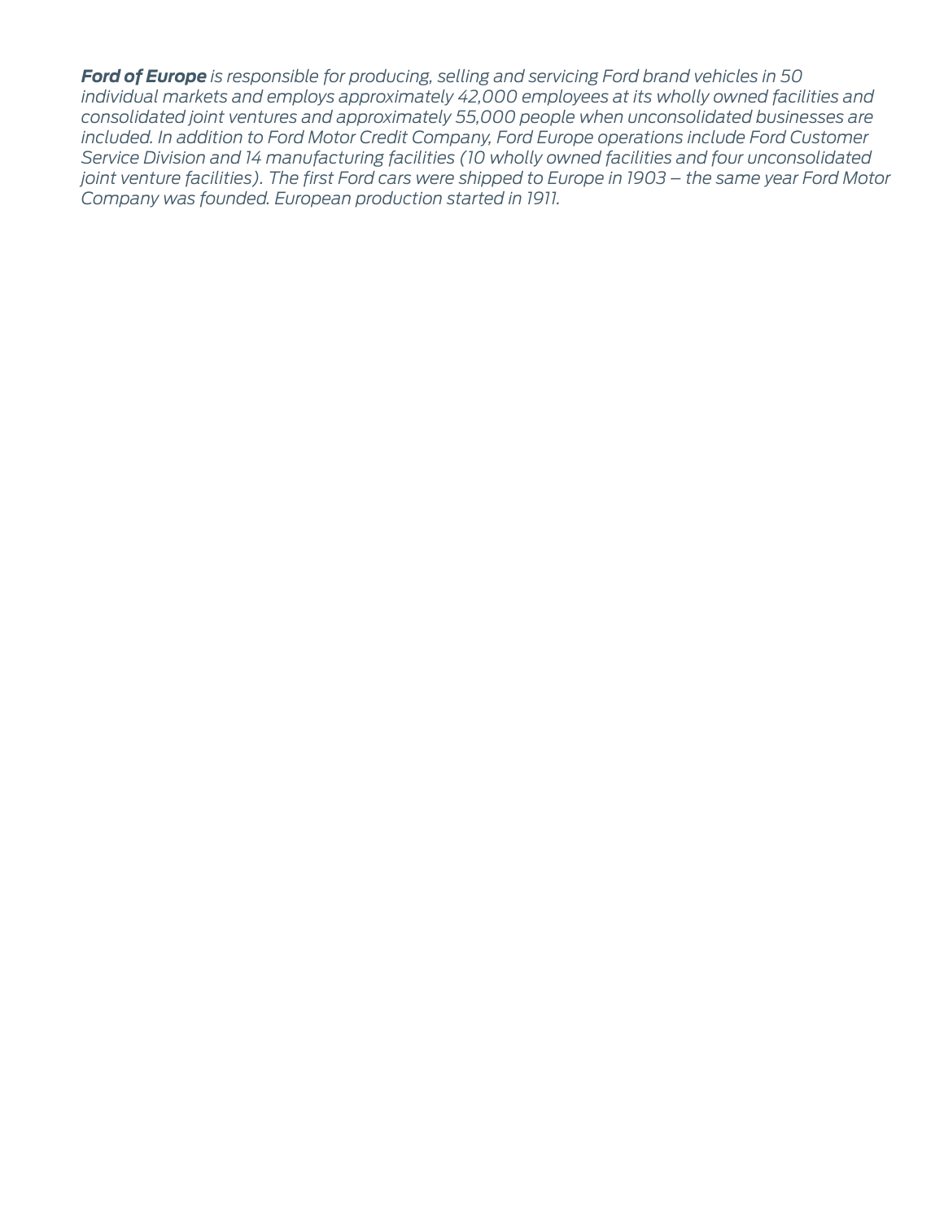***Ford of Europe*** *is responsible for producing, selling and servicing Ford brand vehicles in 50 individual markets and employs approximately 42,000 employees at its wholly owned facilities and consolidated joint ventures and approximately 55,000 people when unconsolidated businesses are included. In addition to Ford Motor Credit Company, Ford Europe operations include Ford Customer Service Division and 14 manufacturing facilities (10 wholly owned facilities and four unconsolidated joint venture facilities). The first Ford cars were shipped to Europe in 1903 – the same year Ford Motor Company was founded. European production started in 1911.*